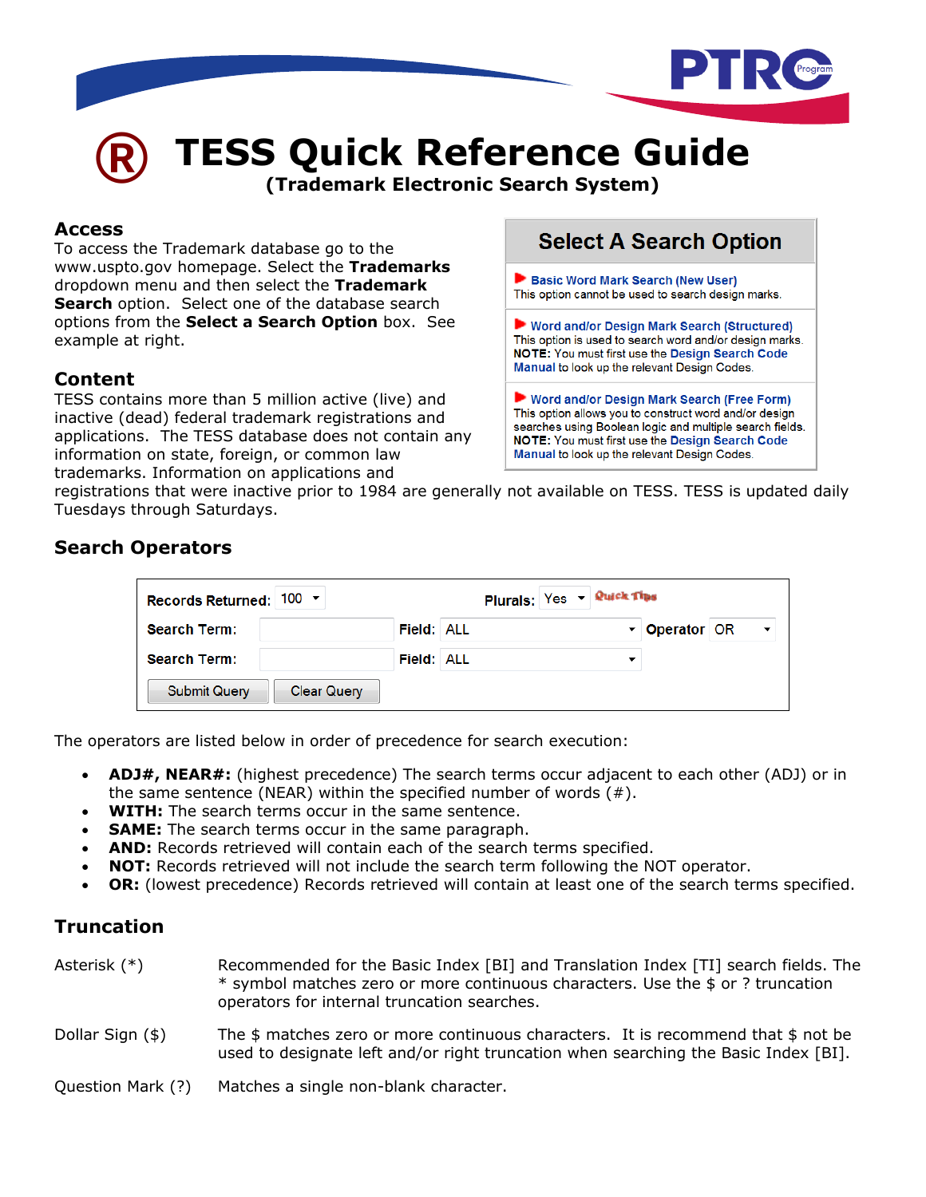# TESS Quick Reference Guide

**(Trademark Electronic Search System)**

## Access

To access the Trademark database go to the www.uspto.gov homepage. Select the **Trademarks** dropdown menu and then select the **Trademark Search** option. Select one of the database search options from the **Select a Search Option** box. See example at right.

### Select A Search Option

- **Basic Word Mark Search (New User)**
  This option cannot be used to search design marks.
- **Word and/or Design Mark Search (Structured)**
  This option is used to search word and/or design marks.
  **NOTE:** You must first use the Design Search Code Manual to look up the relevant Design Codes.
- **Word and/or Design Mark Search (Free Form)**
  This option allows you to construct word and/or design searches using Boolean logic and multiple search fields.
  **NOTE:** You must first use the Design Search Code Manual to look up the relevant Design Codes.

## Content

TESS contains more than 5 million active (live) and inactive (dead) federal trademark registrations and applications. The TESS database does not contain any information on state, foreign, or common law trademarks. Information on applications and registrations that were inactive prior to 1984 are generally not available on TESS. TESS is updated daily Tuesdays through Saturdays.

## Search Operators

| Records Returned: 100 | | Plurals: Yes | Quick Tips |
|---|---|---|---|
| Search Term: | Field: ALL | Operator OR | |
| Search Term: | Field: ALL | | |
| Submit Query | Clear Query | | |

The operators are listed below in order of precedence for search execution:

- **ADJ#, NEAR#:** (highest precedence) The search terms occur adjacent to each other (ADJ) or in the same sentence (NEAR) within the specified number of words (#).
- **WITH:** The search terms occur in the same sentence.
- **SAME:** The search terms occur in the same paragraph.
- **AND:** Records retrieved will contain each of the search terms specified.
- **NOT:** Records retrieved will not include the search term following the NOT operator.
- **OR:** (lowest precedence) Records retrieved will contain at least one of the search terms specified.

## Truncation

Asterisk (*) — Recommended for the Basic Index [BI] and Translation Index [TI] search fields. The * symbol matches zero or more continuous characters. Use the $ or ? truncation operators for internal truncation searches.

Dollar Sign ($) — The $ matches zero or more continuous characters. It is recommend that $ not be used to designate left and/or right truncation when searching the Basic Index [BI].

Question Mark (?) — Matches a single non-blank character.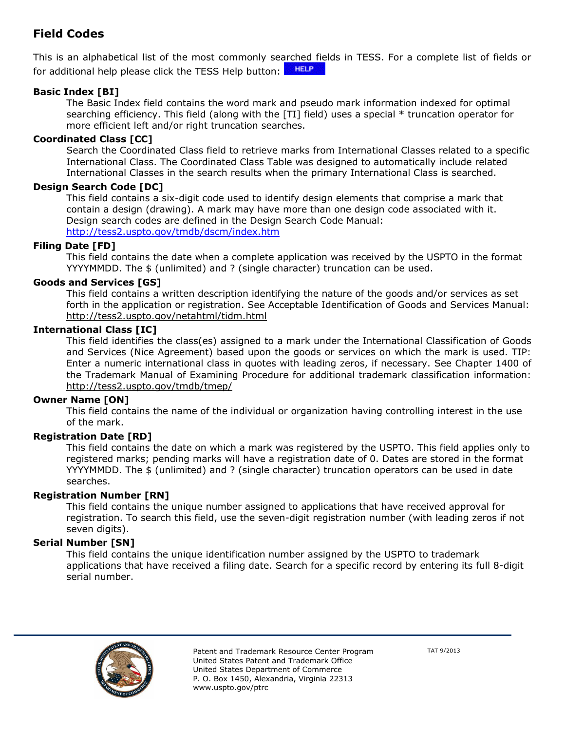## Field Codes

This is an alphabetical list of the most commonly searched fields in TESS. For a complete list of fields or for additional help please click the TESS Help button: HELP

**Basic Index [BI]**

The Basic Index field contains the word mark and pseudo mark information indexed for optimal searching efficiency. This field (along with the [TI] field) uses a special * truncation operator for more efficient left and/or right truncation searches.

**Coordinated Class [CC]**

Search the Coordinated Class field to retrieve marks from International Classes related to a specific International Class. The Coordinated Class Table was designed to automatically include related International Classes in the search results when the primary International Class is searched.

**Design Search Code [DC]**

This field contains a six-digit code used to identify design elements that comprise a mark that contain a design (drawing). A mark may have more than one design code associated with it. Design search codes are defined in the Design Search Code Manual: http://tess2.uspto.gov/tmdb/dscm/index.htm

**Filing Date [FD]**

This field contains the date when a complete application was received by the USPTO in the format YYYYMMDD. The $ (unlimited) and ? (single character) truncation can be used.

**Goods and Services [GS]**

This field contains a written description identifying the nature of the goods and/or services as set forth in the application or registration. See Acceptable Identification of Goods and Services Manual: http://tess2.uspto.gov/netahtml/tidm.html

**International Class [IC]**

This field identifies the class(es) assigned to a mark under the International Classification of Goods and Services (Nice Agreement) based upon the goods or services on which the mark is used. TIP: Enter a numeric international class in quotes with leading zeros, if necessary. See Chapter 1400 of the Trademark Manual of Examining Procedure for additional trademark classification information: http://tess2.uspto.gov/tmdb/tmep/

**Owner Name [ON]**

This field contains the name of the individual or organization having controlling interest in the use of the mark.

**Registration Date [RD]**

This field contains the date on which a mark was registered by the USPTO. This field applies only to registered marks; pending marks will have a registration date of 0. Dates are stored in the format YYYYMMDD. The $ (unlimited) and ? (single character) truncation operators can be used in date searches.

**Registration Number [RN]**

This field contains the unique number assigned to applications that have received approval for registration. To search this field, use the seven-digit registration number (with leading zeros if not seven digits).

**Serial Number [SN]**

This field contains the unique identification number assigned by the USPTO to trademark applications that have received a filing date. Search for a specific record by entering its full 8-digit serial number.

Patent and Trademark Resource Center Program
United States Patent and Trademark Office
United States Department of Commerce
P. O. Box 1450, Alexandria, Virginia 22313
www.uspto.gov/ptrc

TAT 9/2013